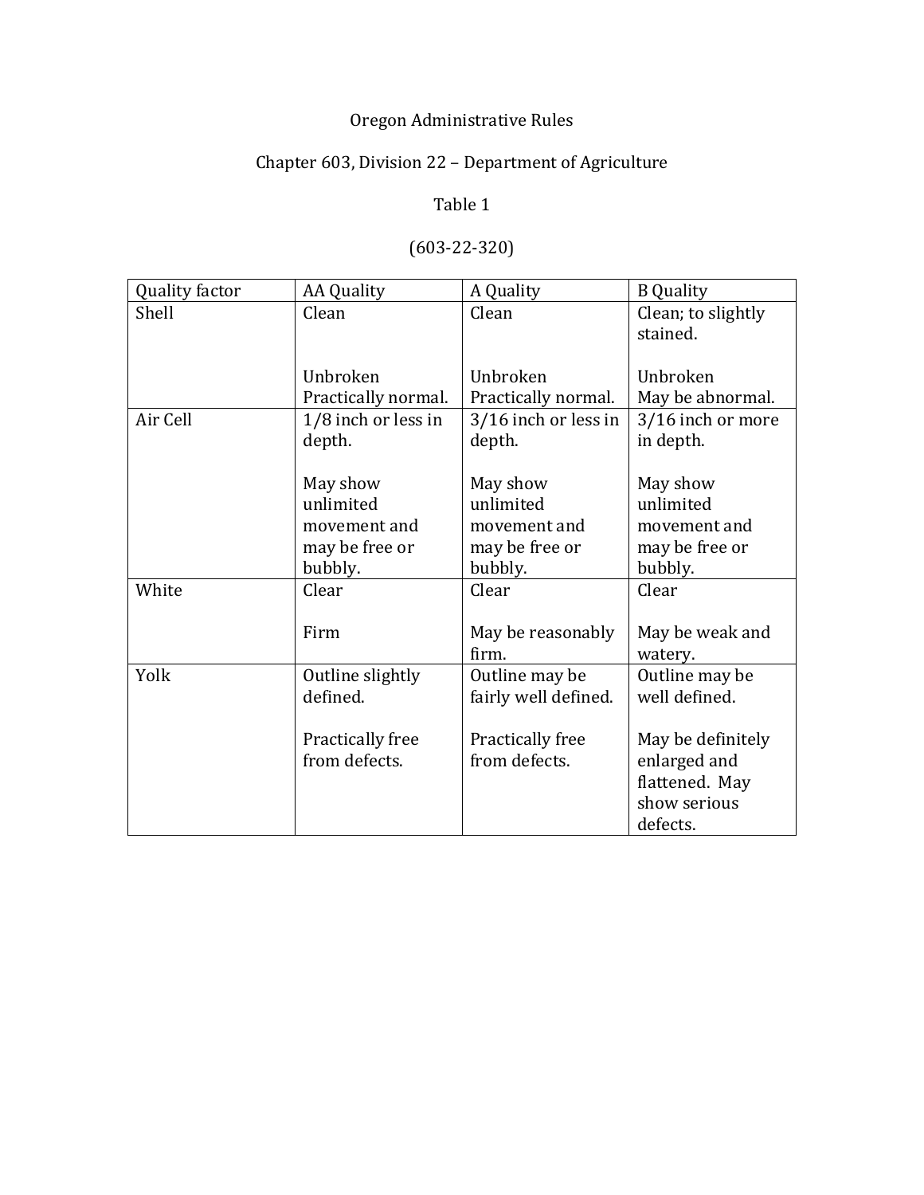Oregon Administrative Rules

Chapter 603, Division 22 – Department of Agriculture

Table 1

(603-22-320)

| Quality factor | AA Quality | A Quality | B Quality |
|---|---|---|---|
| Shell | Clean<br><br>Unbroken<br>Practically normal. | Clean<br><br>Unbroken<br>Practically normal. | Clean; to slightly stained.<br><br>Unbroken<br>May be abnormal. |
| Air Cell | 1/8 inch or less in depth.<br><br>May show unlimited movement and may be free or bubbly. | 3/16 inch or less in depth.<br><br>May show unlimited movement and may be free or bubbly. | 3/16 inch or more in depth.<br><br>May show unlimited movement and may be free or bubbly. |
| White | Clear<br><br>Firm | Clear<br><br>May be reasonably firm. | Clear<br><br>May be weak and watery. |
| Yolk | Outline slightly defined.<br><br>Practically free from defects. | Outline may be fairly well defined.<br><br>Practically free from defects. | Outline may be well defined.<br><br>May be definitely enlarged and flattened. May show serious defects. |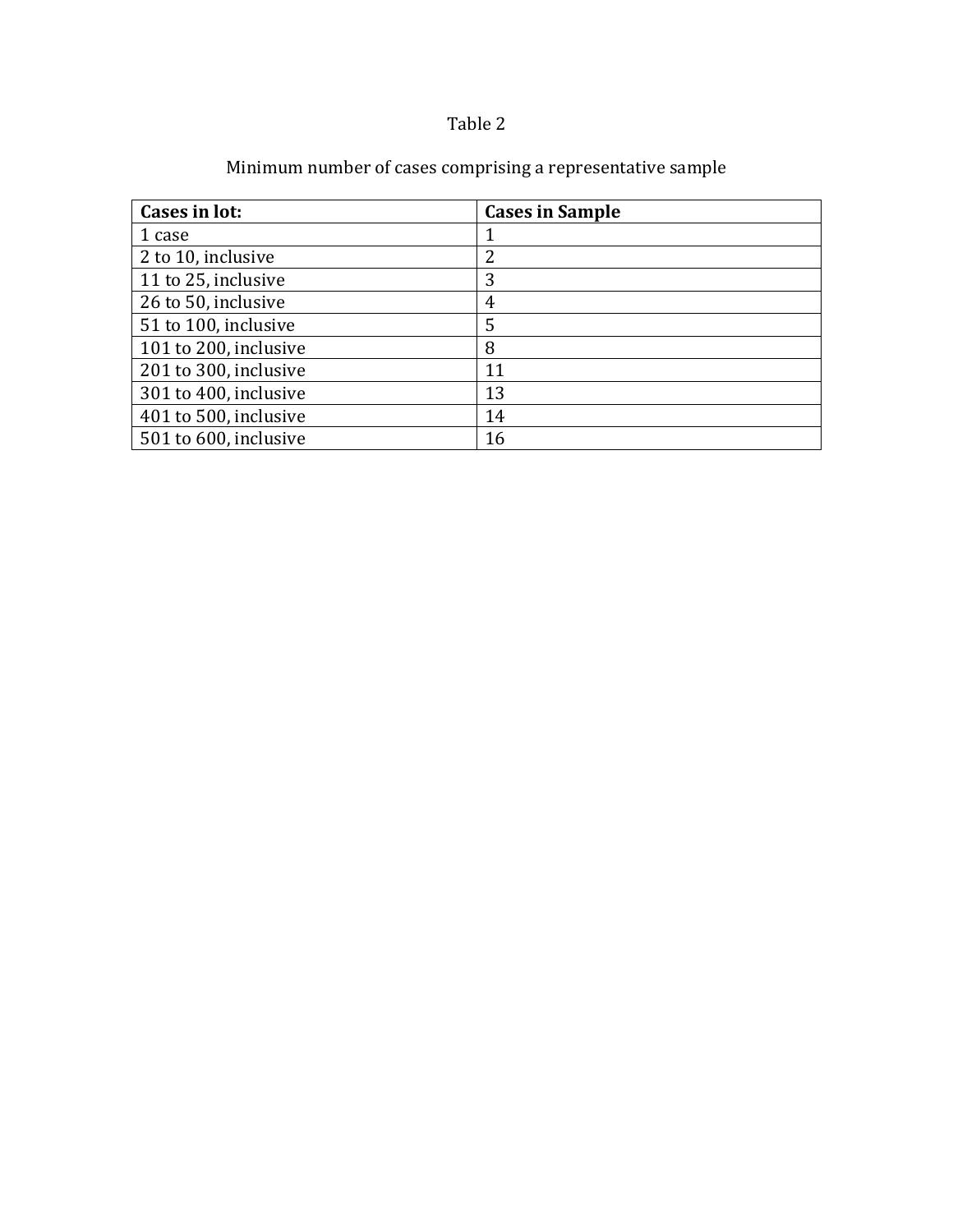Table 2

Minimum number of cases comprising a representative sample

| **Cases in lot:** | **Cases in Sample** |
| --- | --- |
| 1 case | 1 |
| 2 to 10, inclusive | 2 |
| 11 to 25, inclusive | 3 |
| 26 to 50, inclusive | 4 |
| 51 to 100, inclusive | 5 |
| 101 to 200, inclusive | 8 |
| 201 to 300, inclusive | 11 |
| 301 to 400, inclusive | 13 |
| 401 to 500, inclusive | 14 |
| 501 to 600, inclusive | 16 |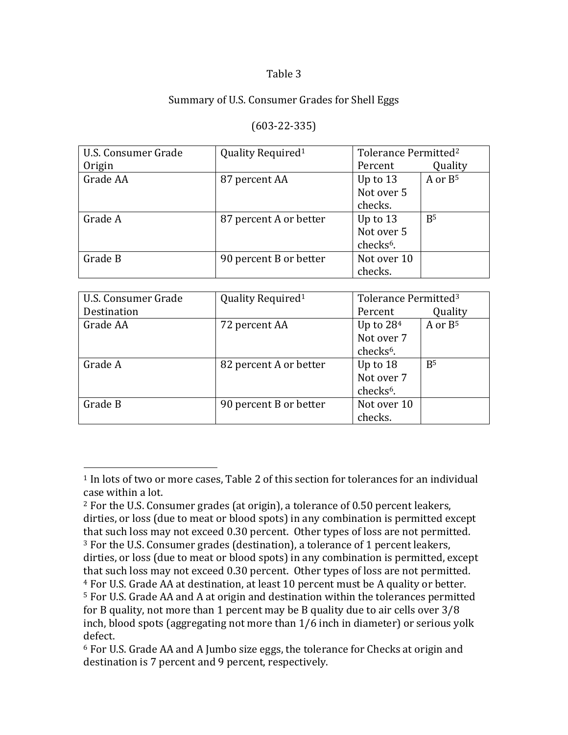Table 3

Summary of U.S. Consumer Grades for Shell Eggs

(603-22-335)

| U.S. Consumer Grade Origin | Quality Required[1] | Tolerance Permitted[2] Percent | Quality |
|---|---|---|---|
| Grade AA | 87 percent AA | Up to 13 Not over 5 checks. | A or B[5] |
| Grade A | 87 percent A or better | Up to 13 Not over 5 checks[6]. | B[5] |
| Grade B | 90 percent B or better | Not over 10 checks. | |

| U.S. Consumer Grade Destination | Quality Required[1] | Tolerance Permitted[3] Percent | Quality |
|---|---|---|---|
| Grade AA | 72 percent AA | Up to 28[4] Not over 7 checks[6]. | A or B[5] |
| Grade A | 82 percent A or better | Up to 18 Not over 7 checks[6]. | B[5] |
| Grade B | 90 percent B or better | Not over 10 checks. | |

[1] In lots of two or more cases, Table 2 of this section for tolerances for an individual case within a lot.

[2] For the U.S. Consumer grades (at origin), a tolerance of 0.50 percent leakers, dirties, or loss (due to meat or blood spots) in any combination is permitted except that such loss may not exceed 0.30 percent. Other types of loss are not permitted.

[3] For the U.S. Consumer grades (destination), a tolerance of 1 percent leakers, dirties, or loss (due to meat or blood spots) in any combination is permitted, except that such loss may not exceed 0.30 percent. Other types of loss are not permitted.

[4] For U.S. Grade AA at destination, at least 10 percent must be A quality or better.

[5] For U.S. Grade AA and A at origin and destination within the tolerances permitted for B quality, not more than 1 percent may be B quality due to air cells over 3/8 inch, blood spots (aggregating not more than 1/6 inch in diameter) or serious yolk defect.

[6] For U.S. Grade AA and A Jumbo size eggs, the tolerance for Checks at origin and destination is 7 percent and 9 percent, respectively.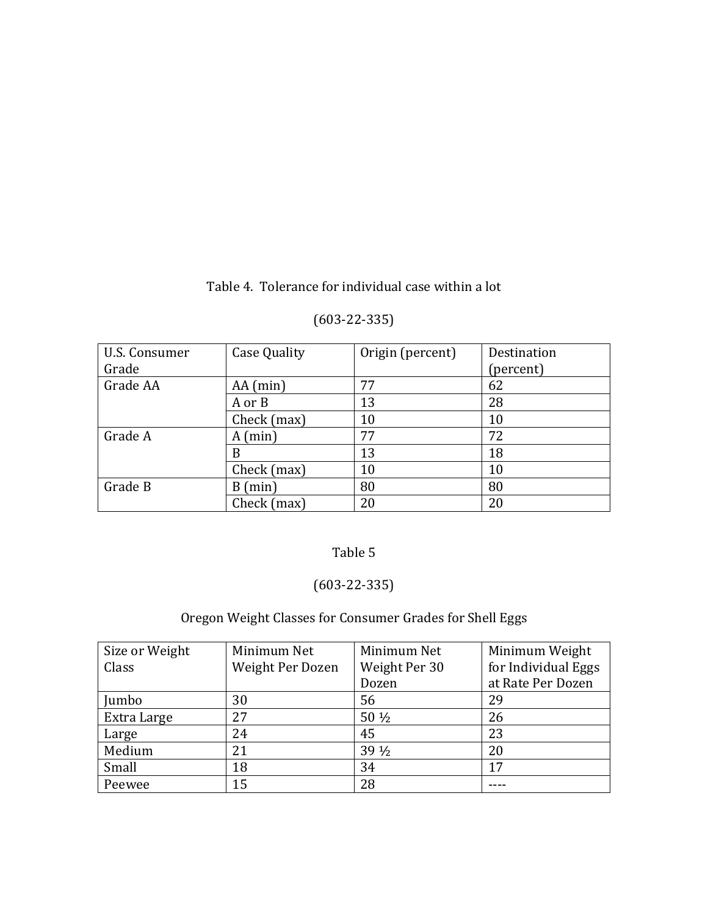Table 4. Tolerance for individual case within a lot

(603-22-335)

| U.S. Consumer Grade | Case Quality | Origin (percent) | Destination (percent) |
|---|---|---|---|
| Grade AA | AA (min) | 77 | 62 |
| | A or B | 13 | 28 |
| | Check (max) | 10 | 10 |
| Grade A | A (min) | 77 | 72 |
| | B | 13 | 18 |
| | Check (max) | 10 | 10 |
| Grade B | B (min) | 80 | 80 |
| | Check (max) | 20 | 20 |

Table 5

(603-22-335)

Oregon Weight Classes for Consumer Grades for Shell Eggs

| Size or Weight Class | Minimum Net Weight Per Dozen | Minimum Net Weight Per 30 Dozen | Minimum Weight for Individual Eggs at Rate Per Dozen |
|---|---|---|---|
| Jumbo | 30 | 56 | 29 |
| Extra Large | 27 | 50 ½ | 26 |
| Large | 24 | 45 | 23 |
| Medium | 21 | 39 ½ | 20 |
| Small | 18 | 34 | 17 |
| Peewee | 15 | 28 | ---- |